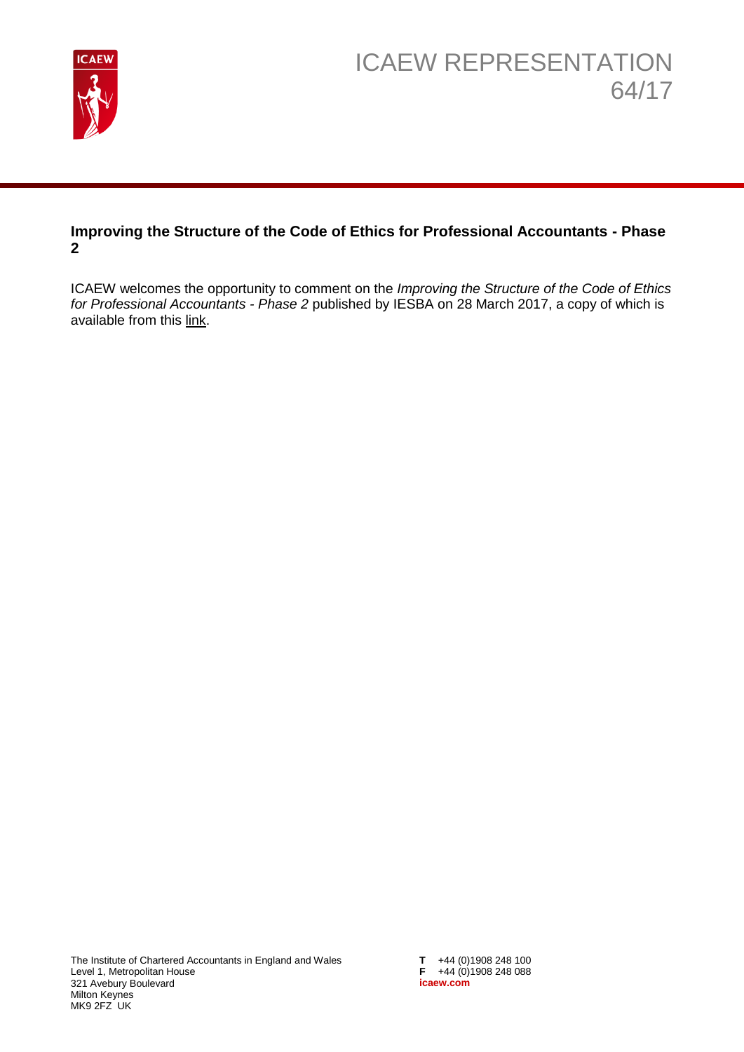# ICAEW REPRESENTATION 64/17

## Improving the Structure of the Code of Ethics for Professional Accountants - Phase 2

ICAEW welcomes the opportunity to comment on the *Improving the Structure of the Code of Ethics for Professional Accountants - Phase 2* published by IESBA on 28 March 2017, a copy of which is available from this link.

The Institute of Chartered Accountants in England and Wales
Level 1, Metropolitan House
321 Avebury Boulevard
Milton Keynes
MK9 2FZ UK

**T** +44 (0)1908 248 100
**F** +44 (0)1908 248 088
**icaew.com**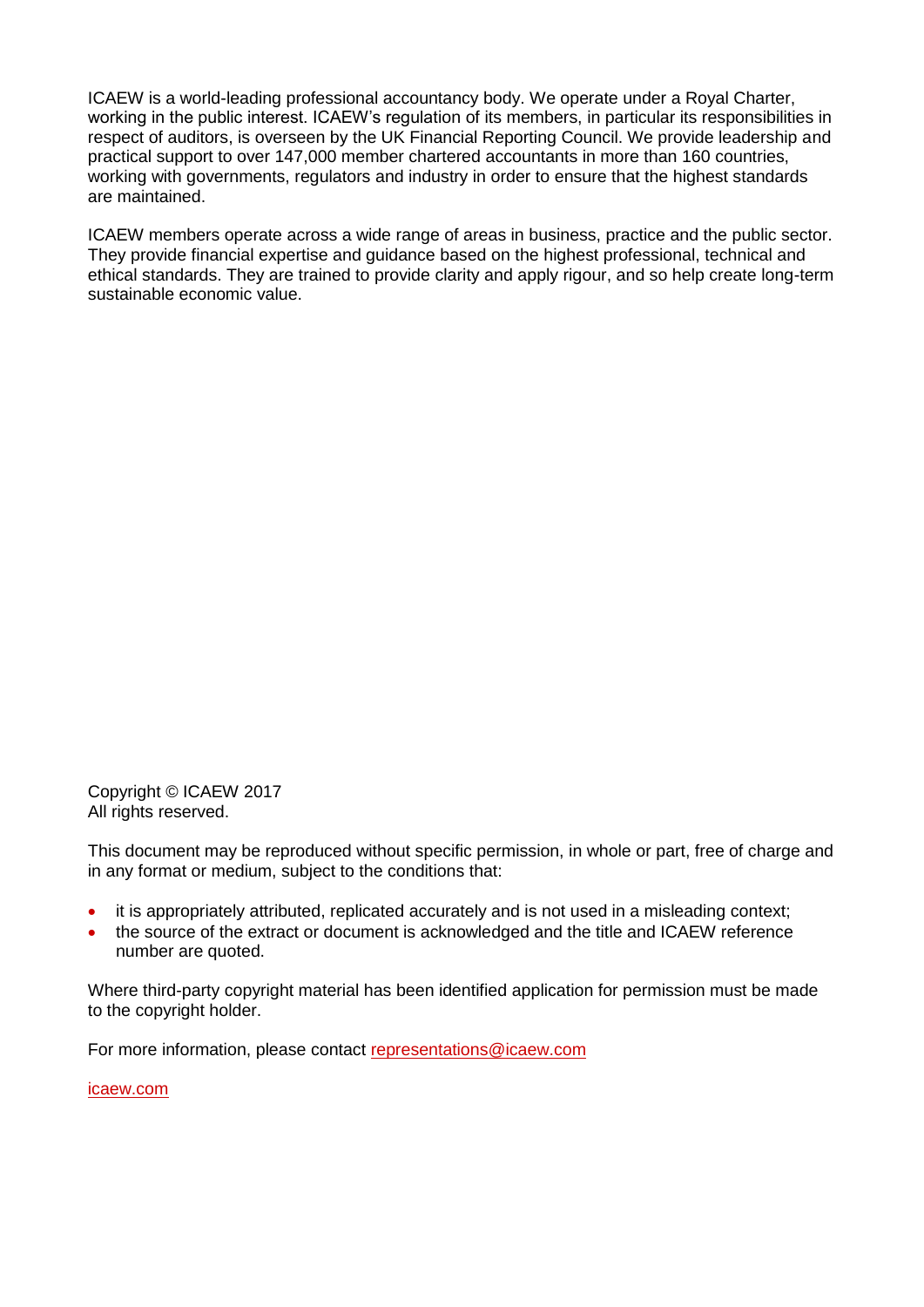ICAEW is a world-leading professional accountancy body. We operate under a Royal Charter, working in the public interest. ICAEW's regulation of its members, in particular its responsibilities in respect of auditors, is overseen by the UK Financial Reporting Council. We provide leadership and practical support to over 147,000 member chartered accountants in more than 160 countries, working with governments, regulators and industry in order to ensure that the highest standards are maintained.

ICAEW members operate across a wide range of areas in business, practice and the public sector. They provide financial expertise and guidance based on the highest professional, technical and ethical standards. They are trained to provide clarity and apply rigour, and so help create long-term sustainable economic value.

Copyright © ICAEW 2017
All rights reserved.

This document may be reproduced without specific permission, in whole or part, free of charge and in any format or medium, subject to the conditions that:

- it is appropriately attributed, replicated accurately and is not used in a misleading context;
- the source of the extract or document is acknowledged and the title and ICAEW reference number are quoted.

Where third-party copyright material has been identified application for permission must be made to the copyright holder.

For more information, please contact representations@icaew.com

icaew.com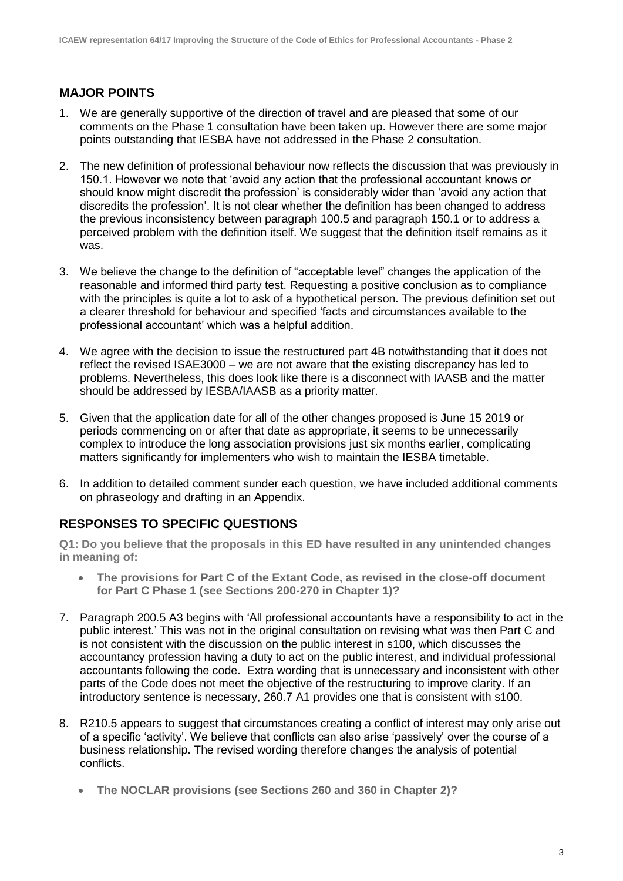## MAJOR POINTS

1. We are generally supportive of the direction of travel and are pleased that some of our comments on the Phase 1 consultation have been taken up. However there are some major points outstanding that IESBA have not addressed in the Phase 2 consultation.

2. The new definition of professional behaviour now reflects the discussion that was previously in 150.1. However we note that 'avoid any action that the professional accountant knows or should know might discredit the profession' is considerably wider than 'avoid any action that discredits the profession'. It is not clear whether the definition has been changed to address the previous inconsistency between paragraph 100.5 and paragraph 150.1 or to address a perceived problem with the definition itself. We suggest that the definition itself remains as it was.

3. We believe the change to the definition of "acceptable level" changes the application of the reasonable and informed third party test. Requesting a positive conclusion as to compliance with the principles is quite a lot to ask of a hypothetical person. The previous definition set out a clearer threshold for behaviour and specified 'facts and circumstances available to the professional accountant' which was a helpful addition.

4. We agree with the decision to issue the restructured part 4B notwithstanding that it does not reflect the revised ISAE3000 – we are not aware that the existing discrepancy has led to problems. Nevertheless, this does look like there is a disconnect with IAASB and the matter should be addressed by IESBA/IAASB as a priority matter.

5. Given that the application date for all of the other changes proposed is June 15 2019 or periods commencing on or after that date as appropriate, it seems to be unnecessarily complex to introduce the long association provisions just six months earlier, complicating matters significantly for implementers who wish to maintain the IESBA timetable.

6. In addition to detailed comment sunder each question, we have included additional comments on phraseology and drafting in an Appendix.

## RESPONSES TO SPECIFIC QUESTIONS

**Q1: Do you believe that the proposals in this ED have resulted in any unintended changes in meaning of:**

- **The provisions for Part C of the Extant Code, as revised in the close-off document for Part C Phase 1 (see Sections 200-270 in Chapter 1)?**

7. Paragraph 200.5 A3 begins with 'All professional accountants have a responsibility to act in the public interest.' This was not in the original consultation on revising what was then Part C and is not consistent with the discussion on the public interest in s100, which discusses the accountancy profession having a duty to act on the public interest, and individual professional accountants following the code. Extra wording that is unnecessary and inconsistent with other parts of the Code does not meet the objective of the restructuring to improve clarity. If an introductory sentence is necessary, 260.7 A1 provides one that is consistent with s100.

8. R210.5 appears to suggest that circumstances creating a conflict of interest may only arise out of a specific 'activity'. We believe that conflicts can also arise 'passively' over the course of a business relationship. The revised wording therefore changes the analysis of potential conflicts.

- **The NOCLAR provisions (see Sections 260 and 360 in Chapter 2)?**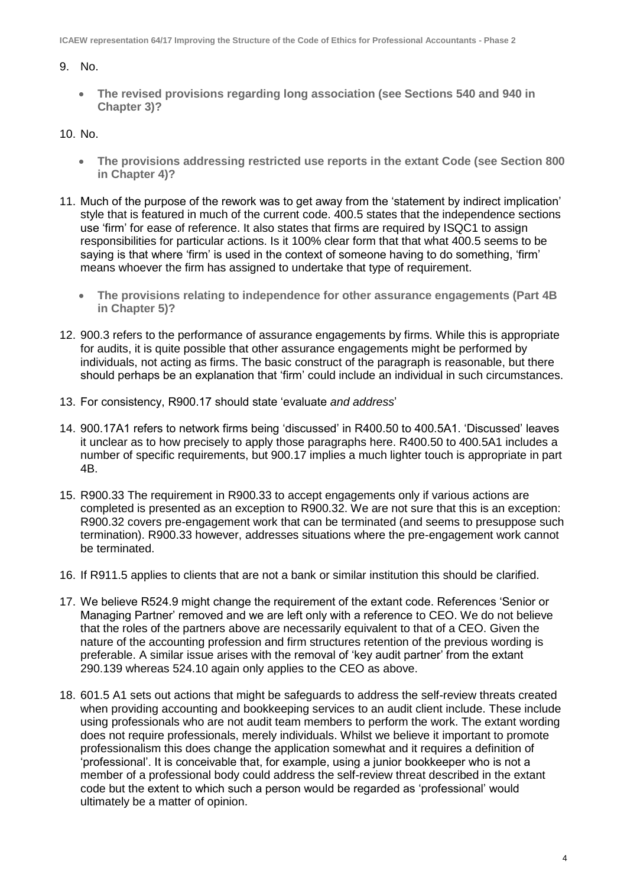9. No.

- **The revised provisions regarding long association (see Sections 540 and 940 in Chapter 3)?**

10. No.

- **The provisions addressing restricted use reports in the extant Code (see Section 800 in Chapter 4)?**

11. Much of the purpose of the rework was to get away from the 'statement by indirect implication' style that is featured in much of the current code. 400.5 states that the independence sections use 'firm' for ease of reference. It also states that firms are required by ISQC1 to assign responsibilities for particular actions. Is it 100% clear form that that what 400.5 seems to be saying is that where 'firm' is used in the context of someone having to do something, 'firm' means whoever the firm has assigned to undertake that type of requirement.

- **The provisions relating to independence for other assurance engagements (Part 4B in Chapter 5)?**

12. 900.3 refers to the performance of assurance engagements by firms. While this is appropriate for audits, it is quite possible that other assurance engagements might be performed by individuals, not acting as firms. The basic construct of the paragraph is reasonable, but there should perhaps be an explanation that 'firm' could include an individual in such circumstances.

13. For consistency, R900.17 should state 'evaluate *and address*'

14. 900.17A1 refers to network firms being 'discussed' in R400.50 to 400.5A1. 'Discussed' leaves it unclear as to how precisely to apply those paragraphs here. R400.50 to 400.5A1 includes a number of specific requirements, but 900.17 implies a much lighter touch is appropriate in part 4B.

15. R900.33 The requirement in R900.33 to accept engagements only if various actions are completed is presented as an exception to R900.32. We are not sure that this is an exception: R900.32 covers pre-engagement work that can be terminated (and seems to presuppose such termination). R900.33 however, addresses situations where the pre-engagement work cannot be terminated.

16. If R911.5 applies to clients that are not a bank or similar institution this should be clarified.

17. We believe R524.9 might change the requirement of the extant code. References 'Senior or Managing Partner' removed and we are left only with a reference to CEO. We do not believe that the roles of the partners above are necessarily equivalent to that of a CEO. Given the nature of the accounting profession and firm structures retention of the previous wording is preferable. A similar issue arises with the removal of 'key audit partner' from the extant 290.139 whereas 524.10 again only applies to the CEO as above.

18. 601.5 A1 sets out actions that might be safeguards to address the self-review threats created when providing accounting and bookkeeping services to an audit client include. These include using professionals who are not audit team members to perform the work. The extant wording does not require professionals, merely individuals. Whilst we believe it important to promote professionalism this does change the application somewhat and it requires a definition of 'professional'. It is conceivable that, for example, using a junior bookkeeper who is not a member of a professional body could address the self-review threat described in the extant code but the extent to which such a person would be regarded as 'professional' would ultimately be a matter of opinion.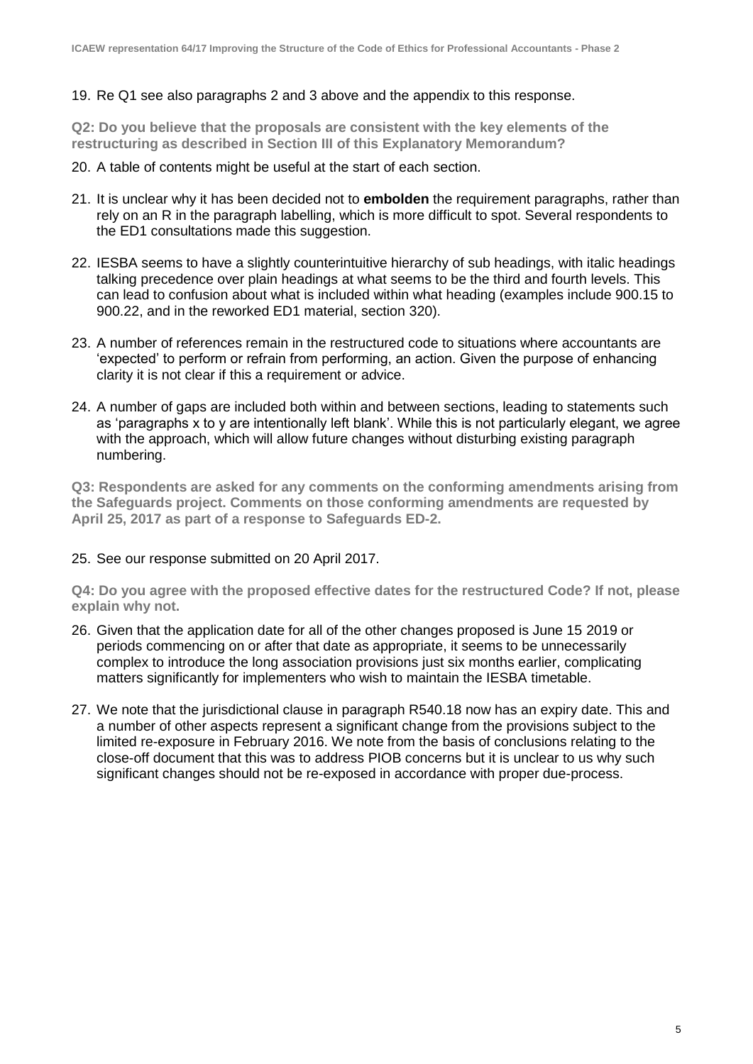19. Re Q1 see also paragraphs 2 and 3 above and the appendix to this response.

**Q2: Do you believe that the proposals are consistent with the key elements of the restructuring as described in Section III of this Explanatory Memorandum?**

20. A table of contents might be useful at the start of each section.

21. It is unclear why it has been decided not to **embolden** the requirement paragraphs, rather than rely on an R in the paragraph labelling, which is more difficult to spot. Several respondents to the ED1 consultations made this suggestion.

22. IESBA seems to have a slightly counterintuitive hierarchy of sub headings, with italic headings talking precedence over plain headings at what seems to be the third and fourth levels. This can lead to confusion about what is included within what heading (examples include 900.15 to 900.22, and in the reworked ED1 material, section 320).

23. A number of references remain in the restructured code to situations where accountants are 'expected' to perform or refrain from performing, an action. Given the purpose of enhancing clarity it is not clear if this a requirement or advice.

24. A number of gaps are included both within and between sections, leading to statements such as 'paragraphs x to y are intentionally left blank'. While this is not particularly elegant, we agree with the approach, which will allow future changes without disturbing existing paragraph numbering.

**Q3: Respondents are asked for any comments on the conforming amendments arising from the Safeguards project. Comments on those conforming amendments are requested by April 25, 2017 as part of a response to Safeguards ED-2.**

25. See our response submitted on 20 April 2017.

**Q4: Do you agree with the proposed effective dates for the restructured Code? If not, please explain why not.**

26. Given that the application date for all of the other changes proposed is June 15 2019 or periods commencing on or after that date as appropriate, it seems to be unnecessarily complex to introduce the long association provisions just six months earlier, complicating matters significantly for implementers who wish to maintain the IESBA timetable.

27. We note that the jurisdictional clause in paragraph R540.18 now has an expiry date. This and a number of other aspects represent a significant change from the provisions subject to the limited re-exposure in February 2016. We note from the basis of conclusions relating to the close-off document that this was to address PIOB concerns but it is unclear to us why such significant changes should not be re-exposed in accordance with proper due-process.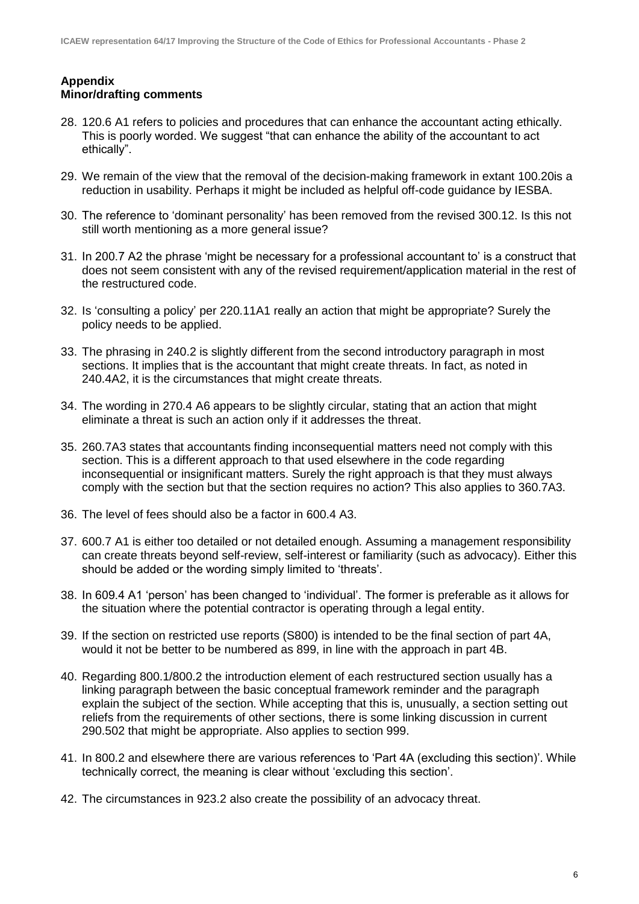## Appendix
## Minor/drafting comments

28. 120.6 A1 refers to policies and procedures that can enhance the accountant acting ethically. This is poorly worded. We suggest "that can enhance the ability of the accountant to act ethically".

29. We remain of the view that the removal of the decision-making framework in extant 100.20is a reduction in usability. Perhaps it might be included as helpful off-code guidance by IESBA.

30. The reference to 'dominant personality' has been removed from the revised 300.12. Is this not still worth mentioning as a more general issue?

31. In 200.7 A2 the phrase 'might be necessary for a professional accountant to' is a construct that does not seem consistent with any of the revised requirement/application material in the rest of the restructured code.

32. Is 'consulting a policy' per 220.11A1 really an action that might be appropriate? Surely the policy needs to be applied.

33. The phrasing in 240.2 is slightly different from the second introductory paragraph in most sections. It implies that is the accountant that might create threats. In fact, as noted in 240.4A2, it is the circumstances that might create threats.

34. The wording in 270.4 A6 appears to be slightly circular, stating that an action that might eliminate a threat is such an action only if it addresses the threat.

35. 260.7A3 states that accountants finding inconsequential matters need not comply with this section. This is a different approach to that used elsewhere in the code regarding inconsequential or insignificant matters. Surely the right approach is that they must always comply with the section but that the section requires no action? This also applies to 360.7A3.

36. The level of fees should also be a factor in 600.4 A3.

37. 600.7 A1 is either too detailed or not detailed enough. Assuming a management responsibility can create threats beyond self-review, self-interest or familiarity (such as advocacy). Either this should be added or the wording simply limited to 'threats'.

38. In 609.4 A1 'person' has been changed to 'individual'. The former is preferable as it allows for the situation where the potential contractor is operating through a legal entity.

39. If the section on restricted use reports (S800) is intended to be the final section of part 4A, would it not be better to be numbered as 899, in line with the approach in part 4B.

40. Regarding 800.1/800.2 the introduction element of each restructured section usually has a linking paragraph between the basic conceptual framework reminder and the paragraph explain the subject of the section. While accepting that this is, unusually, a section setting out reliefs from the requirements of other sections, there is some linking discussion in current 290.502 that might be appropriate. Also applies to section 999.

41. In 800.2 and elsewhere there are various references to 'Part 4A (excluding this section)'. While technically correct, the meaning is clear without 'excluding this section'.

42. The circumstances in 923.2 also create the possibility of an advocacy threat.